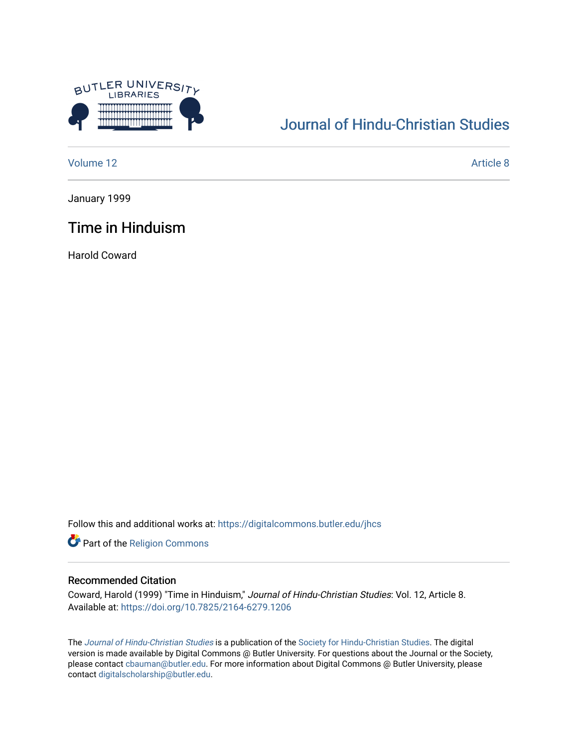Journal of Hindu-Christian Studies

Volume 12 | Article 8

January 1999

# Time in Hinduism

Harold Coward

Follow this and additional works at: https://digitalcommons.butler.edu/jhcs

Part of the Religion Commons

## Recommended Citation

Coward, Harold (1999) "Time in Hinduism," *Journal of Hindu-Christian Studies*: Vol. 12, Article 8.
Available at: https://doi.org/10.7825/2164-6279.1206

The *Journal of Hindu-Christian Studies* is a publication of the Society for Hindu-Christian Studies. The digital version is made available by Digital Commons @ Butler University. For questions about the Journal or the Society, please contact cbauman@butler.edu. For more information about Digital Commons @ Butler University, please contact digitalscholarship@butler.edu.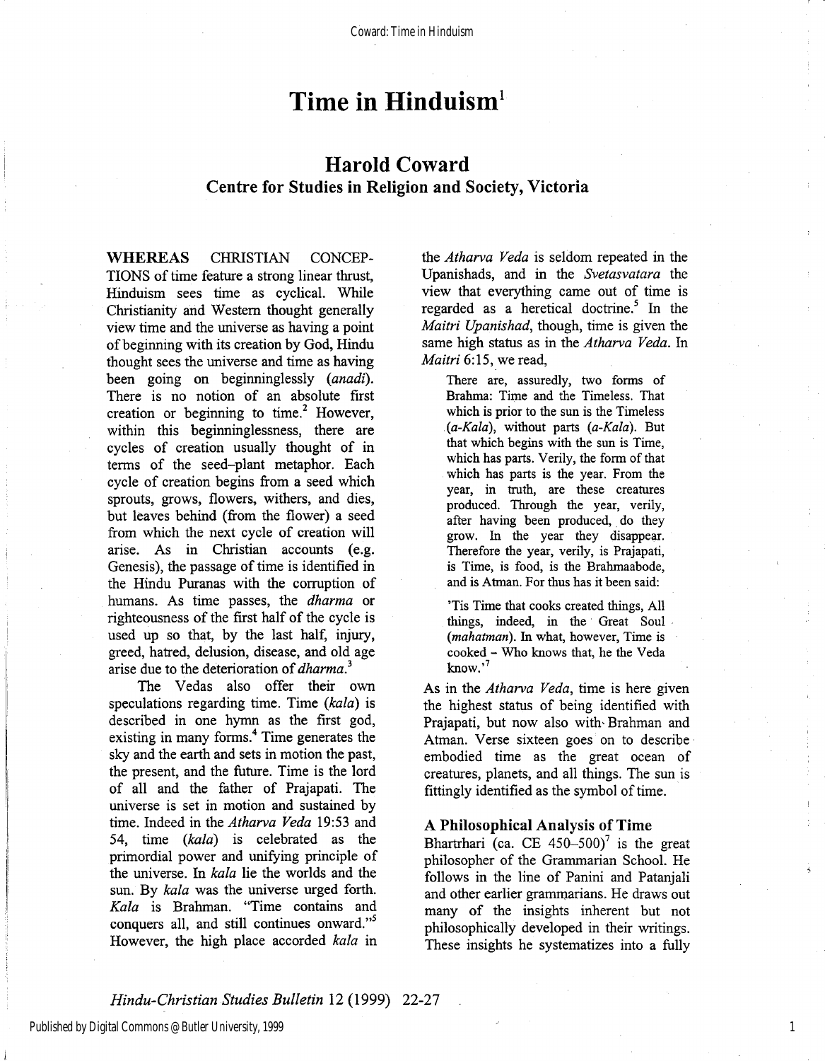# Time in Hinduism[1]

## Harold Coward

### Centre for Studies in Religion and Society, Victoria

**WHEREAS** CHRISTIAN CONCEPTIONS of time feature a strong linear thrust, Hinduism sees time as cyclical. While Christianity and Western thought generally view time and the universe as having a point of beginning with its creation by God, Hindu thought sees the universe and time as having been going on beginninglessly (*anadi*). There is no notion of an absolute first creation or beginning to time.[2] However, within this beginninglessness, there are cycles of creation usually thought of in terms of the seed–plant metaphor. Each cycle of creation begins from a seed which sprouts, grows, flowers, withers, and dies, but leaves behind (from the flower) a seed from which the next cycle of creation will arise. As in Christian accounts (e.g. Genesis), the passage of time is identified in the Hindu Puranas with the corruption of humans. As time passes, the *dharma* or righteousness of the first half of the cycle is used up so that, by the last half, injury, greed, hatred, delusion, disease, and old age arise due to the deterioration of *dharma*.[3]

The Vedas also offer their own speculations regarding time. Time (*kala*) is described in one hymn as the first god, existing in many forms.[4] Time generates the sky and the earth and sets in motion the past, the present, and the future. Time is the lord of all and the father of Prajapati. The universe is set in motion and sustained by time. Indeed in the *Atharva Veda* 19:53 and 54, time (*kala*) is celebrated as the primordial power and unifying principle of the universe. In *kala* lie the worlds and the sun. By *kala* was the universe urged forth. *Kala* is Brahman. "Time contains and conquers all, and still continues onward."[5] However, the high place accorded *kala* in the *Atharva Veda* is seldom repeated in the Upanishads, and in the *Svetasvatara* the view that everything came out of time is regarded as a heretical doctrine.[5] In the *Maitri Upanishad*, though, time is given the same high status as in the *Atharva Veda*. In *Maitri* 6:15, we read,

> There are, assuredly, two forms of Brahma: Time and the Timeless. That which is prior to the sun is the Timeless (*a-Kala*), without parts (*a-Kala*). But that which begins with the sun is Time, which has parts. Verily, the form of that which has parts is the year. From the year, in truth, are these creatures produced. Through the year, verily, after having been produced, do they grow. In the year they disappear. Therefore the year, verily, is Prajapati, is Time, is food, is the Brahmaabode, and is Atman. For thus has it been said:
>
> 'Tis Time that cooks created things, All things, indeed, in the Great Soul (*mahatman*). In what, however, Time is cooked – Who knows that, he the Veda know.'[7]

As in the *Atharva Veda*, time is here given the highest status of being identified with Prajapati, but now also with Brahman and Atman. Verse sixteen goes on to describe embodied time as the great ocean of creatures, planets, and all things. The sun is fittingly identified as the symbol of time.

### A Philosophical Analysis of Time

Bhartrhari (ca. CE 450–500)[7] is the great philosopher of the Grammarian School. He follows in the line of Panini and Patanjali and other earlier grammarians. He draws out many of the insights inherent but not philosophically developed in their writings. These insights he systematizes into a fully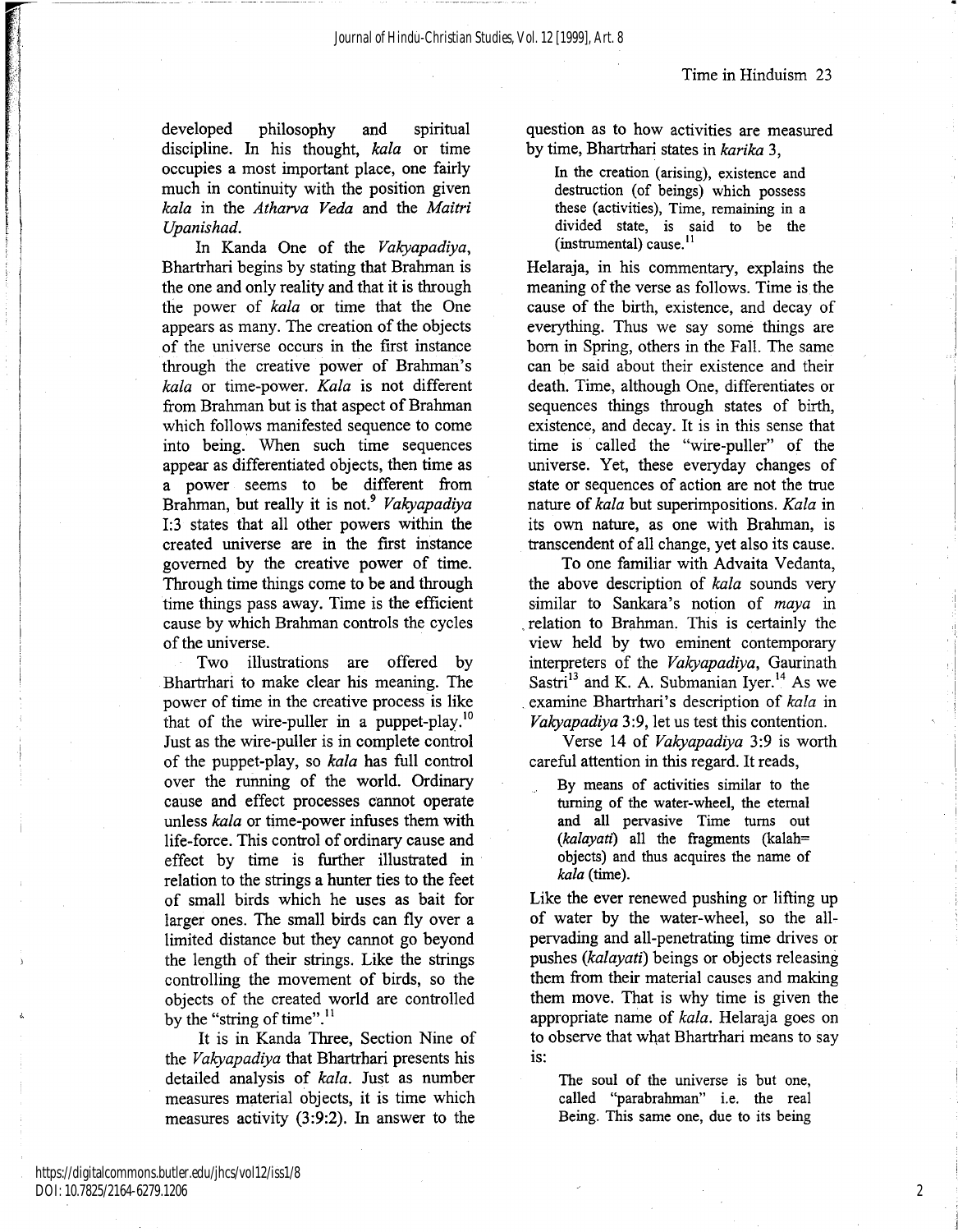developed philosophy and spiritual discipline. In his thought, *kala* or time occupies a most important place, one fairly much in continuity with the position given *kala* in the *Atharva Veda* and the *Maitri Upanishad*.

In Kanda One of the *Vakyapadiya*, Bhartrhari begins by stating that Brahman is the one and only reality and that it is through the power of *kala* or time that the One appears as many. The creation of the objects of the universe occurs in the first instance through the creative power of Brahman's *kala* or time-power. *Kala* is not different from Brahman but is that aspect of Brahman which follows manifested sequence to come into being. When such time sequences appear as differentiated objects, then time as a power seems to be different from Brahman, but really it is not.[9] *Vakyapadiya* I:3 states that all other powers within the created universe are in the first instance governed by the creative power of time. Through time things come to be and through time things pass away. Time is the efficient cause by which Brahman controls the cycles of the universe.

Two illustrations are offered by Bhartrhari to make clear his meaning. The power of time in the creative process is like that of the wire-puller in a puppet-play.[10] Just as the wire-puller is in complete control of the puppet-play, so *kala* has full control over the running of the world. Ordinary cause and effect processes cannot operate unless *kala* or time-power infuses them with life-force. This control of ordinary cause and effect by time is further illustrated in relation to the strings a hunter ties to the feet of small birds which he uses as bait for larger ones. The small birds can fly over a limited distance but they cannot go beyond the length of their strings. Like the strings controlling the movement of birds, so the objects of the created world are controlled by the "string of time".[11]

It is in Kanda Three, Section Nine of the *Vakyapadiya* that Bhartrhari presents his detailed analysis of *kala*. Just as number measures material objects, it is time which measures activity (3:9:2). In answer to the question as to how activities are measured by time, Bhartrhari states in *karika* 3,

> In the creation (arising), existence and destruction (of beings) which possess these (activities), Time, remaining in a divided state, is said to be the (instrumental) cause.[11]

Helaraja, in his commentary, explains the meaning of the verse as follows. Time is the cause of the birth, existence, and decay of everything. Thus we say some things are born in Spring, others in the Fall. The same can be said about their existence and their death. Time, although One, differentiates or sequences things through states of birth, existence, and decay. It is in this sense that time is called the "wire-puller" of the universe. Yet, these everyday changes of state or sequences of action are not the true nature of *kala* but superimpositions. *Kala* in its own nature, as one with Brahman, is transcendent of all change, yet also its cause.

To one familiar with Advaita Vedanta, the above description of *kala* sounds very similar to Sankara's notion of *maya* in relation to Brahman. This is certainly the view held by two eminent contemporary interpreters of the *Vakyapadiya*, Gaurinath Sastri[13] and K. A. Submanian Iyer.[14] As we examine Bhartrhari's description of *kala* in *Vakyapadiya* 3:9, let us test this contention.

Verse 14 of *Vakyapadiya* 3:9 is worth careful attention in this regard. It reads,

> By means of activities similar to the turning of the water-wheel, the eternal and all pervasive Time turns out (*kalayati*) all the fragments (kalah= objects) and thus acquires the name of *kala* (time).

Like the ever renewed pushing or lifting up of water by the water-wheel, so the all-pervading and all-penetrating time drives or pushes (*kalayati*) beings or objects releasing them from their material causes and making them move. That is why time is given the appropriate name of *kala*. Helaraja goes on to observe that what Bhartrhari means to say is:

> The soul of the universe is but one, called "parabrahman" i.e. the real Being. This same one, due to its being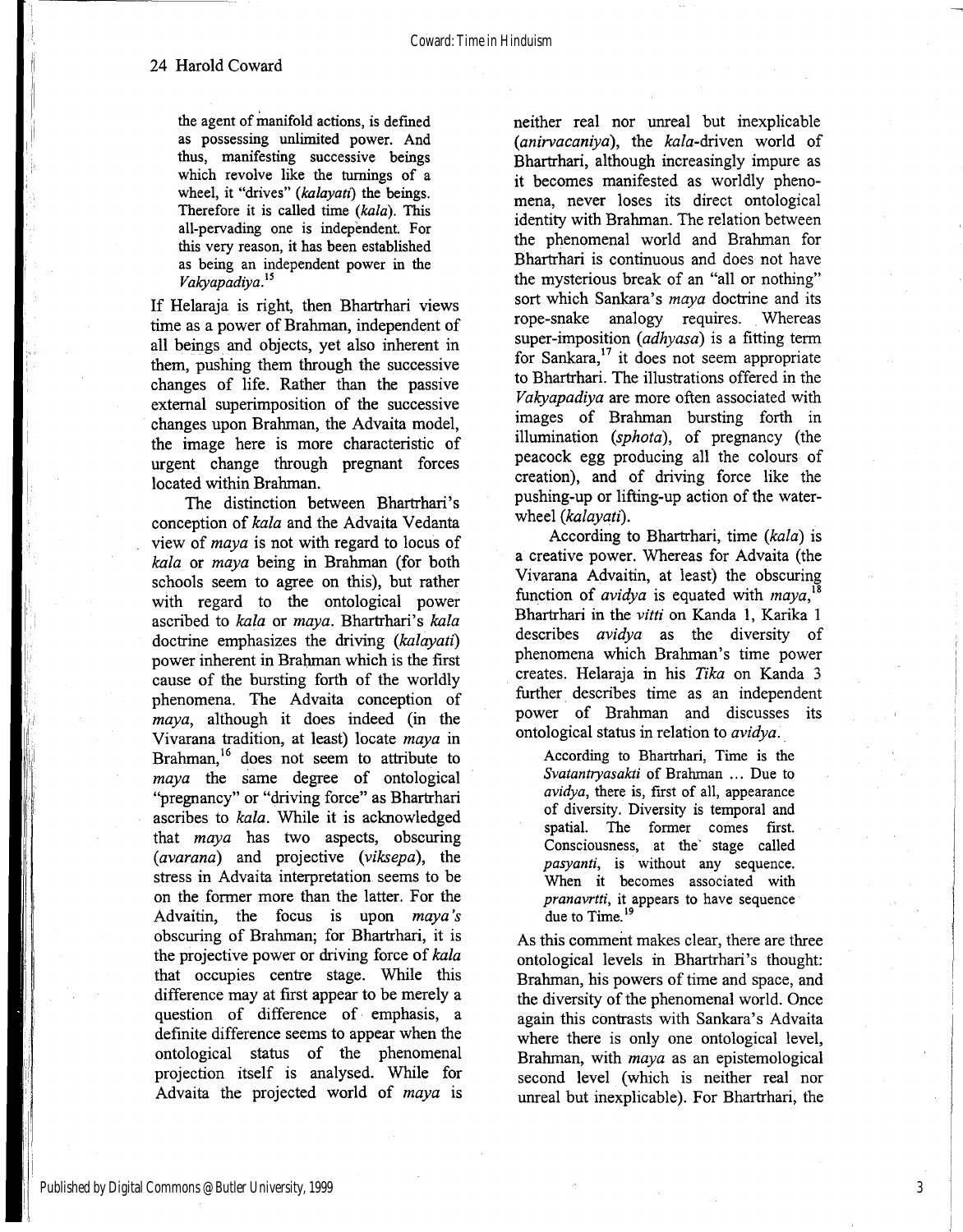> the agent of manifold actions, is defined as possessing unlimited power. And thus, manifesting successive beings which revolve like the turnings of a wheel, it "drives" (*kalayati*) the beings. Therefore it is called time (*kala*). This all-pervading one is independent. For this very reason, it has been established as being an independent power in the *Vakyapadiya*.[15]

If Helaraja is right, then Bhartrhari views time as a power of Brahman, independent of all beings and objects, yet also inherent in them, pushing them through the successive changes of life. Rather than the passive external superimposition of the successive changes upon Brahman, the Advaita model, the image here is more characteristic of urgent change through pregnant forces located within Brahman.

The distinction between Bhartrhari's conception of *kala* and the Advaita Vedanta view of *maya* is not with regard to locus of *kala* or *maya* being in Brahman (for both schools seem to agree on this), but rather with regard to the ontological power ascribed to *kala* or *maya*. Bhartrhari's *kala* doctrine emphasizes the driving (*kalayati*) power inherent in Brahman which is the first cause of the bursting forth of the worldly phenomena. The Advaita conception of *maya*, although it does indeed (in the Vivarana tradition, at least) locate *maya* in Brahman,[16] does not seem to attribute to *maya* the same degree of ontological "pregnancy" or "driving force" as Bhartrhari ascribes to *kala*. While it is acknowledged that *maya* has two aspects, obscuring (*avarana*) and projective (*viksepa*), the stress in Advaita interpretation seems to be on the former more than the latter. For the Advaitin, the focus is upon *maya's* obscuring of Brahman; for Bhartrhari, it is the projective power or driving force of *kala* that occupies centre stage. While this difference may at first appear to be merely a question of difference of emphasis, a definite difference seems to appear when the ontological status of the phenomenal projection itself is analysed. While for Advaita the projected world of *maya* is neither real nor unreal but inexplicable (*anirvacaniya*), the *kala*-driven world of Bhartrhari, although increasingly impure as it becomes manifested as worldly phenomena, never loses its direct ontological identity with Brahman. The relation between the phenomenal world and Brahman for Bhartrhari is continuous and does not have the mysterious break of an "all or nothing" sort which Sankara's *maya* doctrine and its rope-snake analogy requires. Whereas super-imposition (*adhyasa*) is a fitting term for Sankara,[17] it does not seem appropriate to Bhartrhari. The illustrations offered in the *Vakyapadiya* are more often associated with images of Brahman bursting forth in illumination (*sphota*), of pregnancy (the peacock egg producing all the colours of creation), and of driving force like the pushing-up or lifting-up action of the water-wheel (*kalayati*).

According to Bhartrhari, time (*kala*) is a creative power. Whereas for Advaita (the Vivarana Advaitin, at least) the obscuring function of *avidya* is equated with *maya*,[18] Bhartrhari in the *vitti* on Kanda 1, Karika 1 describes *avidya* as the diversity of phenomena which Brahman's time power creates. Helaraja in his *Tika* on Kanda 3 further describes time as an independent power of Brahman and discusses its ontological status in relation to *avidya*.

> According to Bhartrhari, Time is the *Svatantryasakti* of Brahman ... Due to *avidya*, there is, first of all, appearance of diversity. Diversity is temporal and spatial. The former comes first. Consciousness, at the stage called *pasyanti*, is without any sequence. When it becomes associated with *pranavrtti*, it appears to have sequence due to Time.[19]

As this comment makes clear, there are three ontological levels in Bhartrhari's thought: Brahman, his powers of time and space, and the diversity of the phenomenal world. Once again this contrasts with Sankara's Advaita where there is only one ontological level, Brahman, with *maya* as an epistemological second level (which is neither real nor unreal but inexplicable). For Bhartrhari, the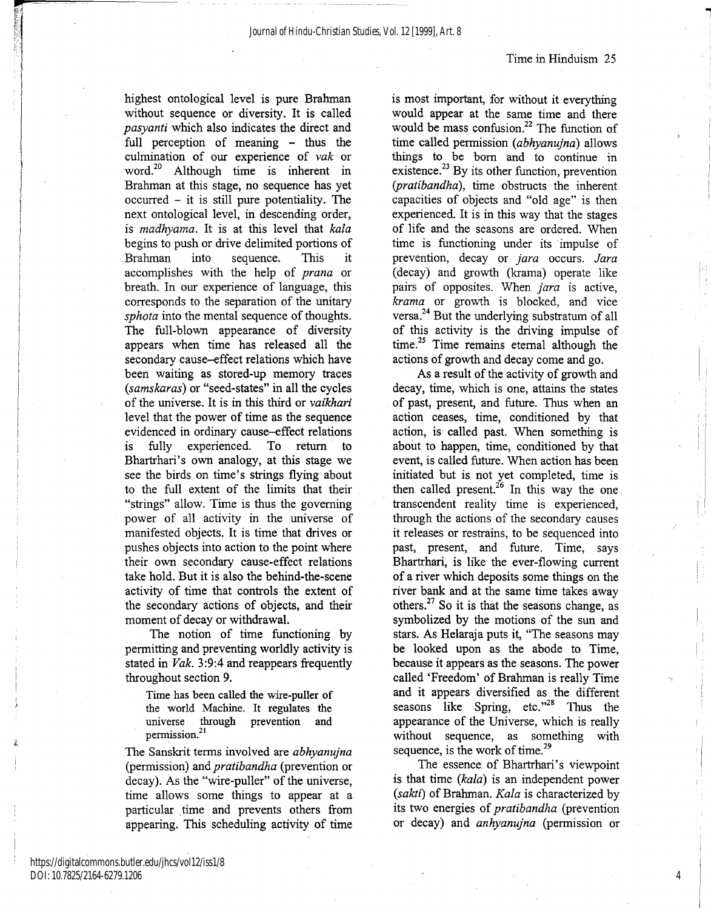highest ontological level is pure Brahman without sequence or diversity. It is called *pasyanti* which also indicates the direct and full perception of meaning – thus the culmination of our experience of *vak* or word.[20] Although time is inherent in Brahman at this stage, no sequence has yet occurred – it is still pure potentiality. The next ontological level, in descending order, is *madhyama*. It is at this level that *kala* begins to push or drive delimited portions of Brahman into sequence. This it accomplishes with the help of *prana* or breath. In our experience of language, this corresponds to the separation of the unitary *sphota* into the mental sequence of thoughts. The full-blown appearance of diversity appears when time has released all the secondary cause–effect relations which have been waiting as stored-up memory traces (*samskaras*) or "seed-states" in all the cycles of the universe. It is in this third or *vaikhari* level that the power of time as the sequence evidenced in ordinary cause–effect relations is fully experienced. To return to Bhartrhari's own analogy, at this stage we see the birds on time's strings flying about to the full extent of the limits that their "strings" allow. Time is thus the governing power of all activity in the universe of manifested objects. It is time that drives or pushes objects into action to the point where their own secondary cause-effect relations take hold. But it is also the behind-the-scene activity of time that controls the extent of the secondary actions of objects, and their moment of decay or withdrawal.

The notion of time functioning by permitting and preventing worldly activity is stated in *Vak.* 3:9:4 and reappears frequently throughout section 9.

> Time has been called the wire-puller of the world Machine. It regulates the universe through prevention and permission.[21]

The Sanskrit terms involved are *abhyanujna* (permission) and *pratibandha* (prevention or decay). As the "wire-puller" of the universe, time allows some things to appear at a particular time and prevents others from appearing. This scheduling activity of time is most important, for without it everything would appear at the same time and there would be mass confusion.[22] The function of time called permission (*abhyanujna*) allows things to be born and to continue in existence.[23] By its other function, prevention (*pratibandha*), time obstructs the inherent capacities of objects and "old age" is then experienced. It is in this way that the stages of life and the seasons are ordered. When time is functioning under its impulse of prevention, decay or *jara* occurs. *Jara* (decay) and growth (krama) operate like pairs of opposites. When *jara* is active, *krama* or growth is blocked, and vice versa.[24] But the underlying substratum of all of this activity is the driving impulse of time.[25] Time remains eternal although the actions of growth and decay come and go.

As a result of the activity of growth and decay, time, which is one, attains the states of past, present, and future. Thus when an action ceases, time, conditioned by that action, is called past. When something is about to happen, time, conditioned by that event, is called future. When action has been initiated but is not yet completed, time is then called present.[26] In this way the one transcendent reality time is experienced, through the actions of the secondary causes it releases or restrains, to be sequenced into past, present, and future. Time, says Bhartrhari, is like the ever-flowing current of a river which deposits some things on the river bank and at the same time takes away others.[27] So it is that the seasons change, as symbolized by the motions of the sun and stars. As Helaraja puts it, "The seasons may be looked upon as the abode to Time, because it appears as the seasons. The power called 'Freedom' of Brahman is really Time and it appears diversified as the different seasons like Spring, etc."[28] Thus the appearance of the Universe, which is really without sequence, as something with sequence, is the work of time.[29]

The essence of Bhartrhari's viewpoint is that time (*kala*) is an independent power (*sakti*) of Brahman. *Kala* is characterized by its two energies of *pratibandha* (prevention or decay) and *anhyanujna* (permission or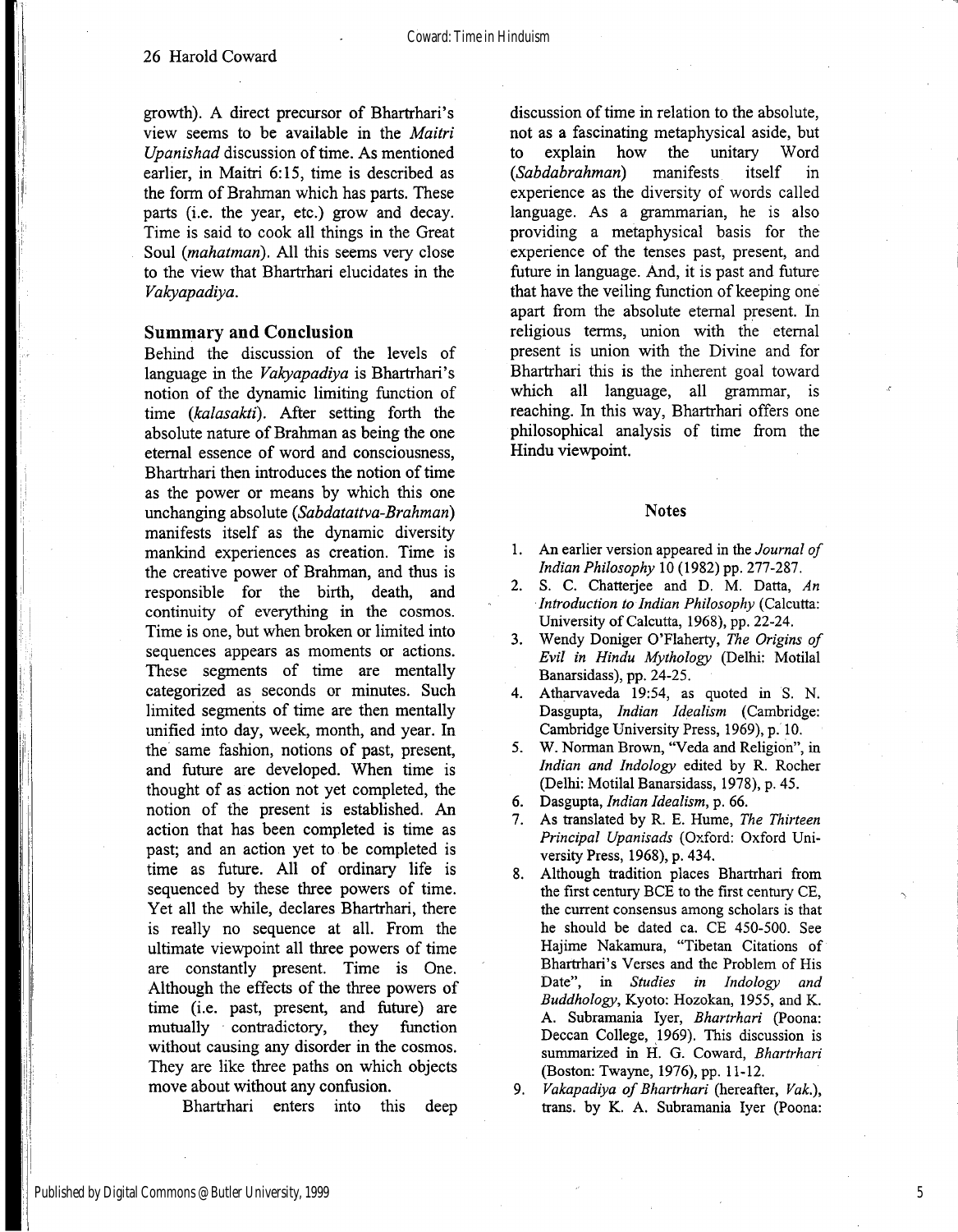growth). A direct precursor of Bhartrhari's view seems to be available in the *Maitri Upanishad* discussion of time. As mentioned earlier, in Maitri 6:15, time is described as the form of Brahman which has parts. These parts (i.e. the year, etc.) grow and decay. Time is said to cook all things in the Great Soul (*mahatman*). All this seems very close to the view that Bhartrhari elucidates in the *Vakyapadiya*.

## Summary and Conclusion

Behind the discussion of the levels of language in the *Vakyapadiya* is Bhartrhari's notion of the dynamic limiting function of time (*kalasakti*). After setting forth the absolute nature of Brahman as being the one eternal essence of word and consciousness, Bhartrhari then introduces the notion of time as the power or means by which this one unchanging absolute (*Sabdatattva-Brahman*) manifests itself as the dynamic diversity mankind experiences as creation. Time is the creative power of Brahman, and thus is responsible for the birth, death, and continuity of everything in the cosmos. Time is one, but when broken or limited into sequences appears as moments or actions. These segments of time are mentally categorized as seconds or minutes. Such limited segments of time are then mentally unified into day, week, month, and year. In the same fashion, notions of past, present, and future are developed. When time is thought of as action not yet completed, the notion of the present is established. An action that has been completed is time as past; and an action yet to be completed is time as future. All of ordinary life is sequenced by these three powers of time. Yet all the while, declares Bhartrhari, there is really no sequence at all. From the ultimate viewpoint all three powers of time are constantly present. Time is One. Although the effects of the three powers of time (i.e. past, present, and future) are mutually contradictory, they function without causing any disorder in the cosmos. They are like three paths on which objects move about without any confusion.

Bhartrhari enters into this deep discussion of time in relation to the absolute, not as a fascinating metaphysical aside, but to explain how the unitary Word (*Sabdabrahman*) manifests itself in experience as the diversity of words called language. As a grammarian, he is also providing a metaphysical basis for the experience of the tenses past, present, and future in language. And, it is past and future that have the veiling function of keeping one apart from the absolute eternal present. In religious terms, union with the eternal present is union with the Divine and for Bhartrhari this is the inherent goal toward which all language, all grammar, is reaching. In this way, Bhartrhari offers one philosophical analysis of time from the Hindu viewpoint.

## Notes

1. An earlier version appeared in the *Journal of Indian Philosophy* 10 (1982) pp. 277-287.
2. S. C. Chatterjee and D. M. Datta, *An Introduction to Indian Philosophy* (Calcutta: University of Calcutta, 1968), pp. 22-24.
3. Wendy Doniger O'Flaherty, *The Origins of Evil in Hindu Mythology* (Delhi: Motilal Banarsidass), pp. 24-25.
4. Atharvaveda 19:54, as quoted in S. N. Dasgupta, *Indian Idealism* (Cambridge: Cambridge University Press, 1969), p. 10.
5. W. Norman Brown, "Veda and Religion", in *Indian and Indology* edited by R. Rocher (Delhi: Motilal Banarsidass, 1978), p. 45.
6. Dasgupta, *Indian Idealism*, p. 66.
7. As translated by R. E. Hume, *The Thirteen Principal Upanisads* (Oxford: Oxford University Press, 1968), p. 434.
8. Although tradition places Bhartrhari from the first century BCE to the first century CE, the current consensus among scholars is that he should be dated ca. CE 450-500. See Hajime Nakamura, "Tibetan Citations of Bhartrhari's Verses and the Problem of His Date", in *Studies in Indology and Buddhology*, Kyoto: Hozokan, 1955, and K. A. Subramania Iyer, *Bhartrhari* (Poona: Deccan College, 1969). This discussion is summarized in H. G. Coward, *Bhartrhari* (Boston: Twayne, 1976), pp. 11-12.
9. *Vakapadiya of Bhartrhari* (hereafter, *Vak.*), trans. by K. A. Subramania Iyer (Poona: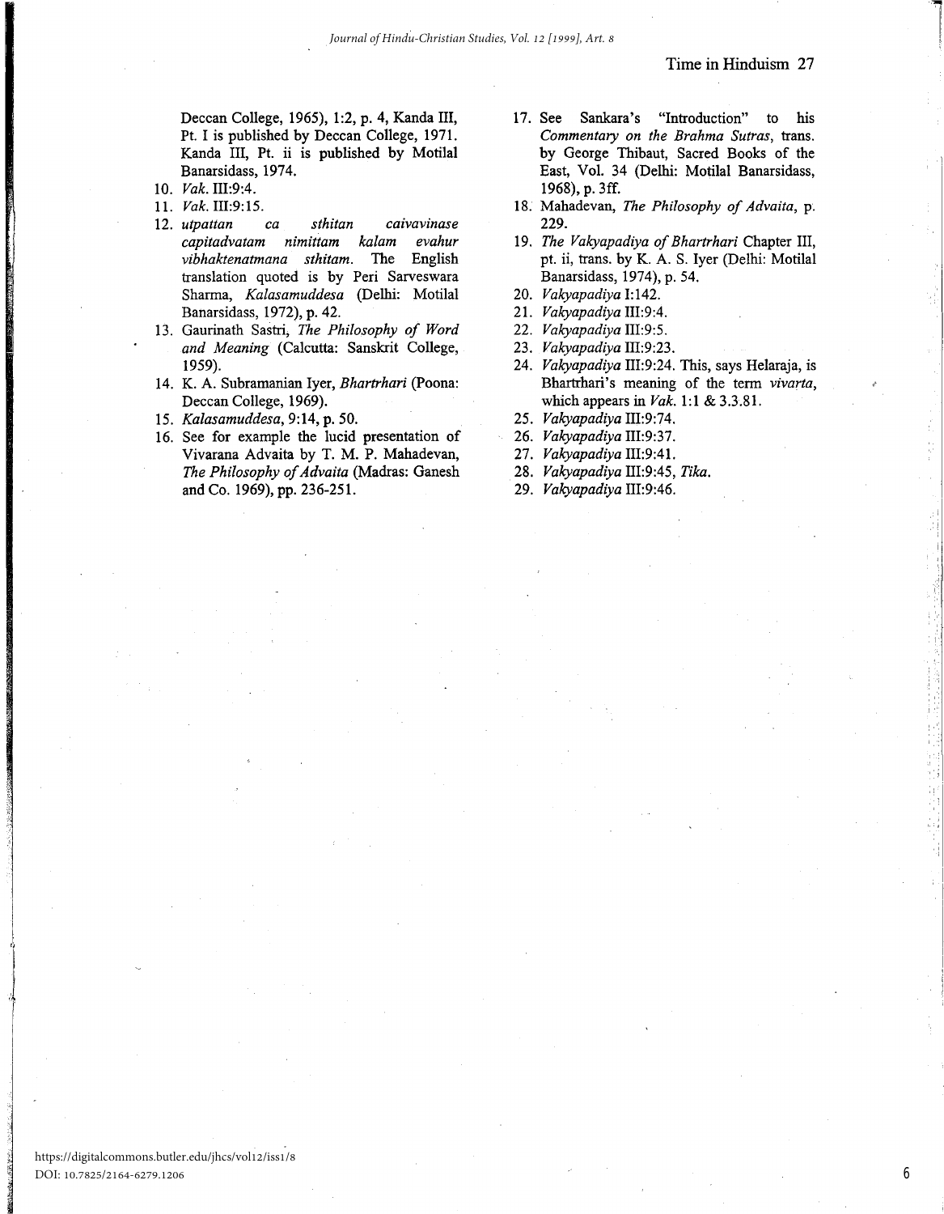Deccan College, 1965), 1:2, p. 4, Kanda III, Pt. I is published by Deccan College, 1971. Kanda III, Pt. ii is published by Motilal Banarsidass, 1974.

10. *Vak.* III:9:4.
11. *Vak.* III:9:15.
12. *utpattan ca sthitan caivavinase capitadvatam nimittam kalam evahur vibhaktenatmana sthitam.* The English translation quoted is by Peri Sarveswara Sharma, *Kalasamuddesa* (Delhi: Motilal Banarsidass, 1972), p. 42.
13. Gaurinath Sastri, *The Philosophy of Word and Meaning* (Calcutta: Sanskrit College, 1959).
14. K. A. Subramanian Iyer, *Bhartrhari* (Poona: Deccan College, 1969).
15. *Kalasamuddesa*, 9:14, p. 50.
16. See for example the lucid presentation of Vivarana Advaita by T. M. P. Mahadevan, *The Philosophy of Advaita* (Madras: Ganesh and Co. 1969), pp. 236-251.
17. See Sankara's "Introduction" to his *Commentary on the Brahma Sutras*, trans. by George Thibaut, Sacred Books of the East, Vol. 34 (Delhi: Motilal Banarsidass, 1968), p. 3ff.
18. Mahadevan, *The Philosophy of Advaita*, p. 229.
19. *The Vakyapadiya of Bhartrhari* Chapter III, pt. ii, trans. by K. A. S. Iyer (Delhi: Motilal Banarsidass, 1974), p. 54.
20. *Vakyapadiya* I:142.
21. *Vakyapadiya* III:9:4.
22. *Vakyapadiya* III:9:5.
23. *Vakyapadiya* III:9:23.
24. *Vakyapadiya* III:9:24. This, says Helaraja, is Bhartrhari's meaning of the term *vivarta*, which appears in *Vak.* 1:1 & 3.3.81.
25. *Vakyapadiya* III:9:74.
26. *Vakyapadiya* III:9:37.
27. *Vakyapadiya* III:9:41.
28. *Vakyapadiya* III:9:45, *Tika*.
29. *Vakyapadiya* III:9:46.